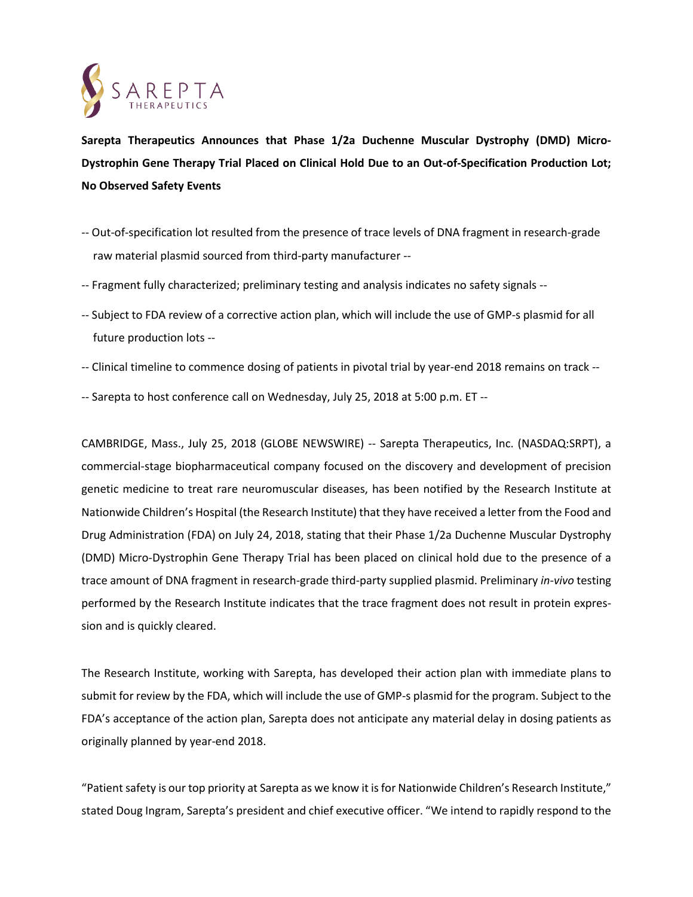**Sarepta Therapeutics Announces that Phase 1/2a Duchenne Muscular Dystrophy (DMD) Micro-Dystrophin Gene Therapy Trial Placed on Clinical Hold Due to an Out-of-Specification Production Lot; No Observed Safety Events**

-- Out-of-specification lot resulted from the presence of trace levels of DNA fragment in research-grade raw material plasmid sourced from third-party manufacturer --

-- Fragment fully characterized; preliminary testing and analysis indicates no safety signals --

-- Subject to FDA review of a corrective action plan, which will include the use of GMP-s plasmid for all future production lots --

-- Clinical timeline to commence dosing of patients in pivotal trial by year-end 2018 remains on track --

-- Sarepta to host conference call on Wednesday, July 25, 2018 at 5:00 p.m. ET --

CAMBRIDGE, Mass., July 25, 2018 (GLOBE NEWSWIRE) -- Sarepta Therapeutics, Inc. (NASDAQ:SRPT), a commercial-stage biopharmaceutical company focused on the discovery and development of precision genetic medicine to treat rare neuromuscular diseases, has been notified by the Research Institute at Nationwide Children's Hospital (the Research Institute) that they have received a letter from the Food and Drug Administration (FDA) on July 24, 2018, stating that their Phase 1/2a Duchenne Muscular Dystrophy (DMD) Micro-Dystrophin Gene Therapy Trial has been placed on clinical hold due to the presence of a trace amount of DNA fragment in research-grade third-party supplied plasmid. Preliminary *in-vivo* testing performed by the Research Institute indicates that the trace fragment does not result in protein expression and is quickly cleared.

The Research Institute, working with Sarepta, has developed their action plan with immediate plans to submit for review by the FDA, which will include the use of GMP-s plasmid for the program. Subject to the FDA's acceptance of the action plan, Sarepta does not anticipate any material delay in dosing patients as originally planned by year-end 2018.

"Patient safety is our top priority at Sarepta as we know it is for Nationwide Children's Research Institute," stated Doug Ingram, Sarepta's president and chief executive officer. "We intend to rapidly respond to the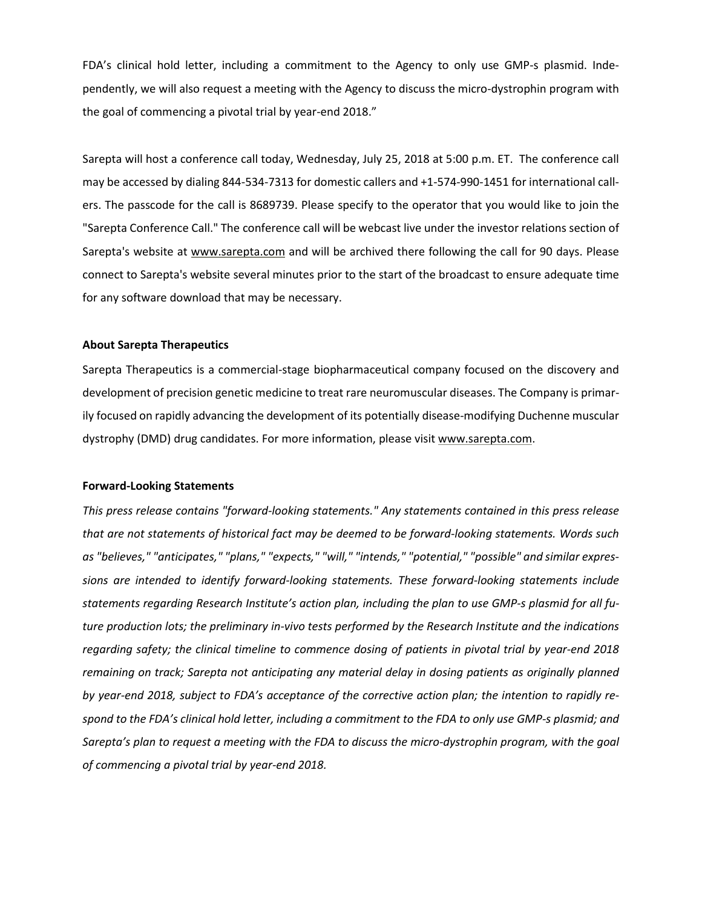FDA's clinical hold letter, including a commitment to the Agency to only use GMP-s plasmid. Independently, we will also request a meeting with the Agency to discuss the micro-dystrophin program with the goal of commencing a pivotal trial by year-end 2018."

Sarepta will host a conference call today, Wednesday, July 25, 2018 at 5:00 p.m. ET. The conference call may be accessed by dialing 844-534-7313 for domestic callers and +1-574-990-1451 for international callers. The passcode for the call is 8689739. Please specify to the operator that you would like to join the "Sarepta Conference Call." The conference call will be webcast live under the investor relations section of Sarepta's website at www.sarepta.com and will be archived there following the call for 90 days. Please connect to Sarepta's website several minutes prior to the start of the broadcast to ensure adequate time for any software download that may be necessary.

**About Sarepta Therapeutics**

Sarepta Therapeutics is a commercial-stage biopharmaceutical company focused on the discovery and development of precision genetic medicine to treat rare neuromuscular diseases. The Company is primarily focused on rapidly advancing the development of its potentially disease-modifying Duchenne muscular dystrophy (DMD) drug candidates. For more information, please visit www.sarepta.com.

**Forward-Looking Statements**

*This press release contains "forward-looking statements." Any statements contained in this press release that are not statements of historical fact may be deemed to be forward-looking statements. Words such as "believes," "anticipates," "plans," "expects," "will," "intends," "potential," "possible" and similar expressions are intended to identify forward-looking statements. These forward-looking statements include statements regarding Research Institute's action plan, including the plan to use GMP-s plasmid for all future production lots; the preliminary in-vivo tests performed by the Research Institute and the indications regarding safety; the clinical timeline to commence dosing of patients in pivotal trial by year-end 2018 remaining on track; Sarepta not anticipating any material delay in dosing patients as originally planned by year-end 2018, subject to FDA's acceptance of the corrective action plan; the intention to rapidly respond to the FDA's clinical hold letter, including a commitment to the FDA to only use GMP-s plasmid; and Sarepta's plan to request a meeting with the FDA to discuss the micro-dystrophin program, with the goal of commencing a pivotal trial by year-end 2018.*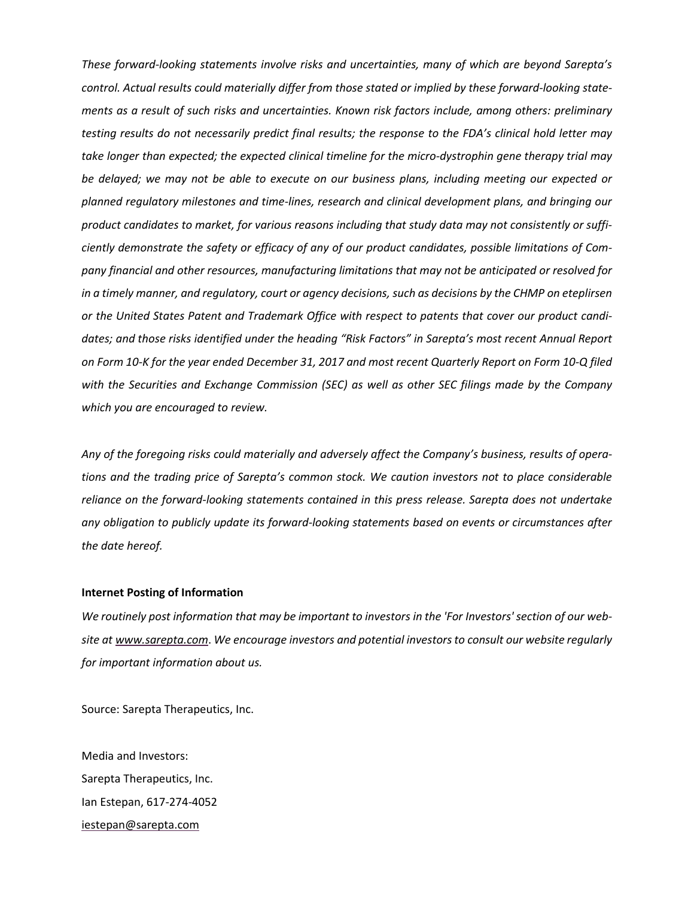*These forward-looking statements involve risks and uncertainties, many of which are beyond Sarepta's control. Actual results could materially differ from those stated or implied by these forward-looking statements as a result of such risks and uncertainties. Known risk factors include, among others: preliminary testing results do not necessarily predict final results; the response to the FDA's clinical hold letter may take longer than expected; the expected clinical timeline for the micro-dystrophin gene therapy trial may be delayed; we may not be able to execute on our business plans, including meeting our expected or planned regulatory milestones and time-lines, research and clinical development plans, and bringing our product candidates to market, for various reasons including that study data may not consistently or sufficiently demonstrate the safety or efficacy of any of our product candidates, possible limitations of Company financial and other resources, manufacturing limitations that may not be anticipated or resolved for in a timely manner, and regulatory, court or agency decisions, such as decisions by the CHMP on eteplirsen or the United States Patent and Trademark Office with respect to patents that cover our product candidates; and those risks identified under the heading "Risk Factors" in Sarepta's most recent Annual Report on Form 10-K for the year ended December 31, 2017 and most recent Quarterly Report on Form 10-Q filed with the Securities and Exchange Commission (SEC) as well as other SEC filings made by the Company which you are encouraged to review.*

*Any of the foregoing risks could materially and adversely affect the Company's business, results of operations and the trading price of Sarepta's common stock. We caution investors not to place considerable reliance on the forward-looking statements contained in this press release. Sarepta does not undertake any obligation to publicly update its forward-looking statements based on events or circumstances after the date hereof.*

**Internet Posting of Information**

*We routinely post information that may be important to investors in the 'For Investors' section of our website at www.sarepta.com. We encourage investors and potential investors to consult our website regularly for important information about us.*

Source: Sarepta Therapeutics, Inc.

Media and Investors:
Sarepta Therapeutics, Inc.
Ian Estepan, 617-274-4052
iestepan@sarepta.com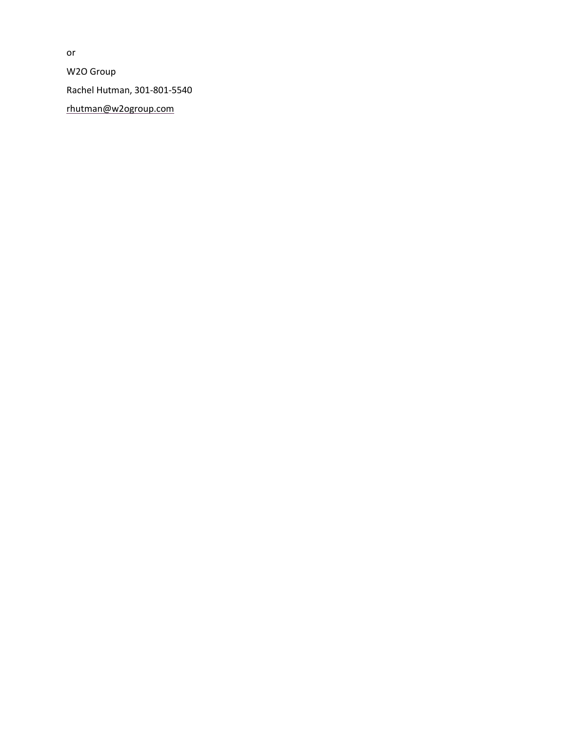or

W2O Group

Rachel Hutman, 301-801-5540

rhutman@w2ogroup.com